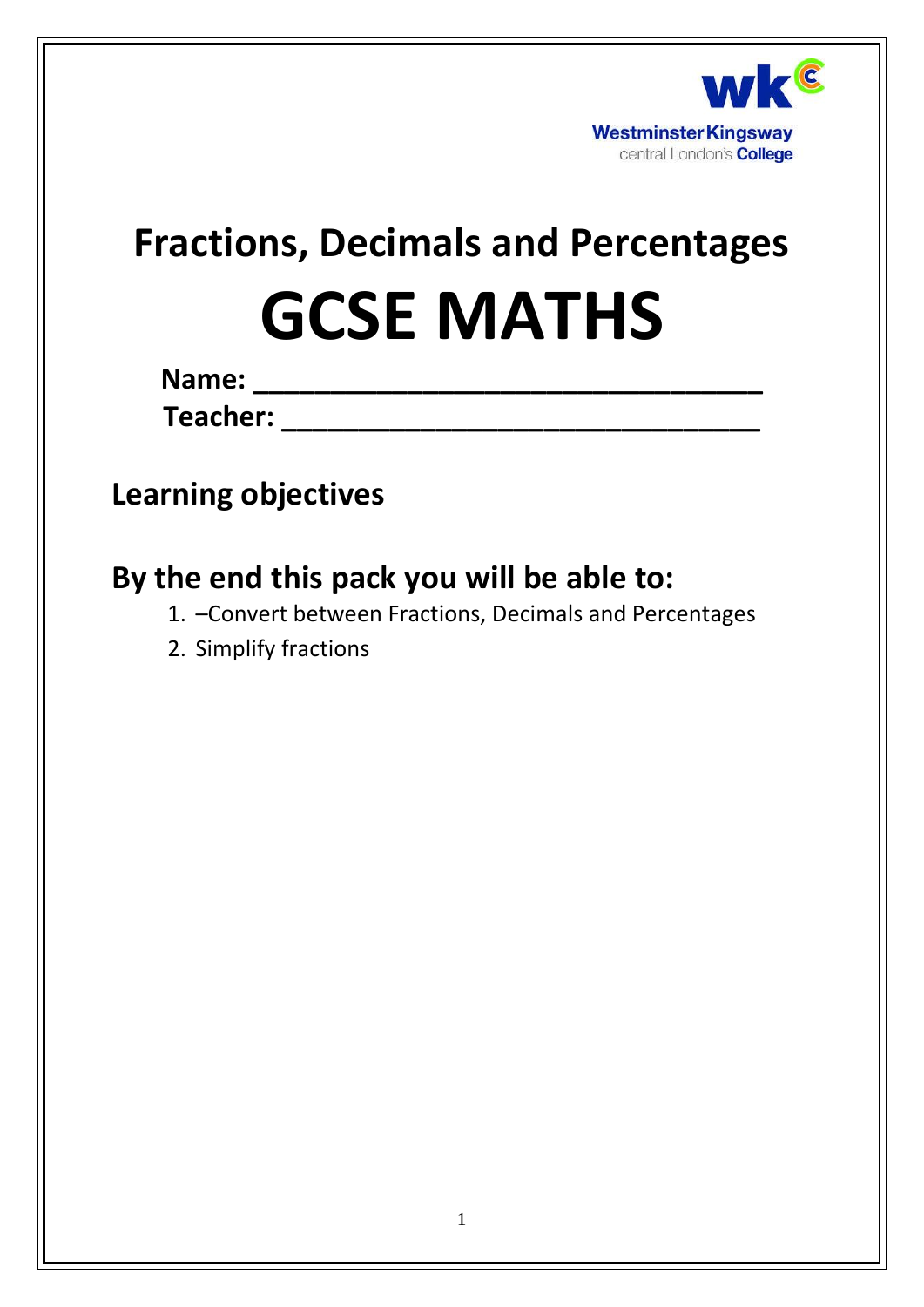Westminster Kingsway
central London's **College**

# Fractions, Decimals and Percentages

# GCSE MATHS

**Name: ________________________________**

**Teacher: ______________________________**

## Learning objectives

## By the end this pack you will be able to:

1. –Convert between Fractions, Decimals and Percentages
2. Simplify fractions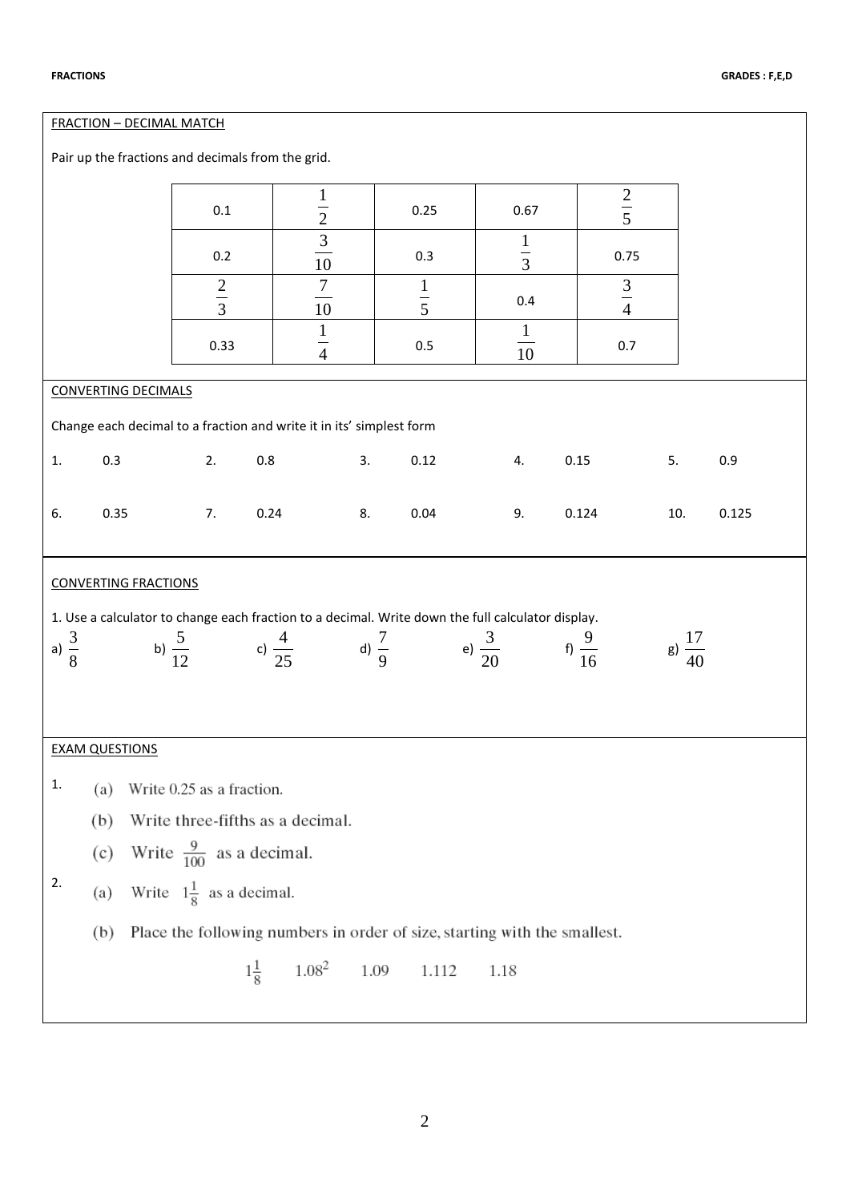**FRACTIONS** **GRADES : F,E,D**

FRACTION – DECIMAL MATCH

Pair up the fractions and decimals from the grid.

| | | | | |
|---|---|---|---|---|
| 0.1 | $\frac{1}{2}$ | 0.25 | 0.67 | $\frac{2}{5}$ |
| 0.2 | $\frac{3}{10}$ | 0.3 | $\frac{1}{3}$ | 0.75 |
| $\frac{2}{3}$ | $\frac{7}{10}$ | $\frac{1}{5}$ | 0.4 | $\frac{3}{4}$ |
| 0.33 | $\frac{1}{4}$ | 0.5 | $\frac{1}{10}$ | 0.7 |

CONVERTING DECIMALS

Change each decimal to a fraction and write it in its' simplest form

1. 0.3
2. 0.8
3. 0.12
4. 0.15
5. 0.9
6. 0.35
7. 0.24
8. 0.04
9. 0.124
10. 0.125

CONVERTING FRACTIONS

1. Use a calculator to change each fraction to a decimal. Write down the full calculator display.

a) $\frac{3}{8}$ b) $\frac{5}{12}$ c) $\frac{4}{25}$ d) $\frac{7}{9}$ e) $\frac{3}{20}$ f) $\frac{9}{16}$ g) $\frac{17}{40}$

EXAM QUESTIONS

1. (a) Write 0.25 as a fraction.

   (b) Write three-fifths as a decimal.

   (c) Write $\frac{9}{100}$ as a decimal.

2. (a) Write $1\frac{1}{8}$ as a decimal.

   (b) Place the following numbers in order of size, starting with the smallest.

   $1\frac{1}{8}$ $1.08^2$ 1.09 1.112 1.18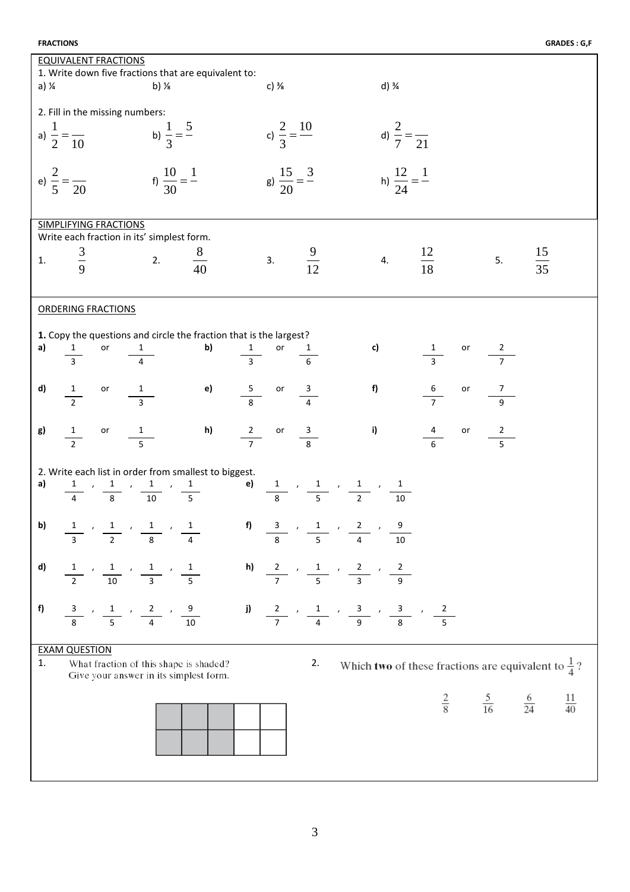**FRACTIONS** **GRADES : G,F**

## EQUIVALENT FRACTIONS

1. Write down five fractions that are equivalent to:

a) $\frac{1}{4}$ b) $\frac{1}{8}$ c) $\frac{3}{8}$ d) $\frac{3}{4}$

2. Fill in the missing numbers:

a) $\frac{1}{2} = \frac{}{10}$ b) $\frac{1}{3} = \frac{5}{}$ c) $\frac{2}{3} = \frac{10}{}$ d) $\frac{2}{7} = \frac{}{21}$

e) $\frac{2}{5} = \frac{}{20}$ f) $\frac{10}{30} = \frac{1}{}$ g) $\frac{15}{20} = \frac{3}{}$ h) $\frac{12}{24} = \frac{1}{}$

## SIMPLIFYING FRACTIONS

Write each fraction in its' simplest form.

1. $\frac{3}{9}$ 2. $\frac{8}{40}$ 3. $\frac{9}{12}$ 4. $\frac{12}{18}$ 5. $\frac{15}{35}$

## ORDERING FRACTIONS

**1.** Copy the questions and circle the fraction that is the largest?

**a)** $\frac{1}{3}$ or $\frac{1}{4}$ **b)** $\frac{1}{3}$ or $\frac{1}{6}$ **c)** $\frac{1}{3}$ or $\frac{2}{7}$

**d)** $\frac{1}{2}$ or $\frac{1}{3}$ **e)** $\frac{5}{8}$ or $\frac{3}{4}$ **f)** $\frac{6}{7}$ or $\frac{7}{9}$

**g)** $\frac{1}{2}$ or $\frac{1}{5}$ **h)** $\frac{2}{7}$ or $\frac{3}{8}$ **i)** $\frac{4}{6}$ or $\frac{2}{5}$

2. Write each list in order from smallest to biggest.

**a)** $\frac{1}{4}$ , $\frac{1}{8}$ , $\frac{1}{10}$ , $\frac{1}{5}$

**e)** $\frac{1}{8}$ , $\frac{1}{5}$ , $\frac{1}{2}$ , $\frac{1}{10}$

**b)** $\frac{1}{3}$ , $\frac{1}{2}$ , $\frac{1}{8}$ , $\frac{1}{4}$

**f)** $\frac{3}{8}$ , $\frac{1}{5}$ , $\frac{2}{4}$ , $\frac{9}{10}$

**d)** $\frac{1}{2}$ , $\frac{1}{10}$ , $\frac{1}{3}$ , $\frac{1}{5}$

**h)** $\frac{2}{7}$ , $\frac{1}{5}$ , $\frac{2}{3}$ , $\frac{2}{9}$

**f)** $\frac{3}{8}$ , $\frac{1}{5}$ , $\frac{2}{4}$ , $\frac{9}{10}$

**j)** $\frac{2}{7}$ , $\frac{1}{4}$ , $\frac{3}{9}$ , $\frac{3}{8}$ , $\frac{2}{5}$

## EXAM QUESTION

1. What fraction of this shape is shaded?
Give your answer in its simplest form.

| ■ | ■ | ■ | | |
|---|---|---|---|---|
| ■ | ■ | ■ | | |

2. Which **two** of these fractions are equivalent to $\frac{1}{4}$?

$\frac{2}{8}$ $\frac{5}{16}$ $\frac{6}{24}$ $\frac{11}{40}$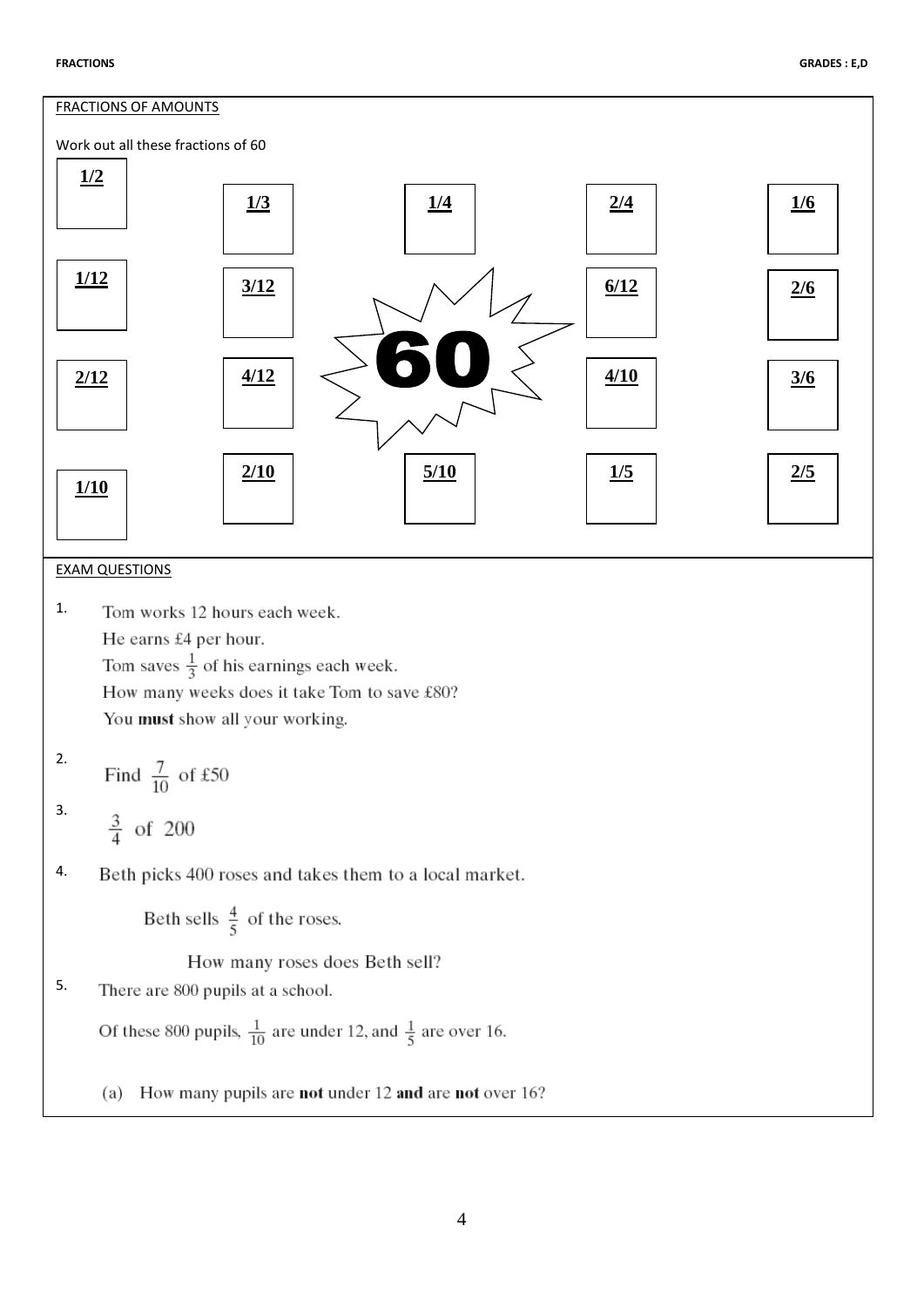## FRACTIONS OF AMOUNTS

Work out all these fractions of 60

| | | | | |
|---|---|---|---|---|
| **1/2** | **1/3** | **1/4** | **2/4** | **1/6** |
| **1/12** | **3/12** | | **6/12** | **2/6** |
| **2/12** | **4/12** | **60** | **4/10** | **3/6** |
| **1/10** | **2/10** | **5/10** | **1/5** | **2/5** |

## EXAM QUESTIONS

1. Tom works 12 hours each week.
   He earns £4 per hour.
   Tom saves $\frac{1}{3}$ of his earnings each week.
   How many weeks does it take Tom to save £80?
   You **must** show all your working.

2. Find $\frac{7}{10}$ of £50

3. $\frac{3}{4}$ of 200

4. Beth picks 400 roses and takes them to a local market.

   Beth sells $\frac{4}{5}$ of the roses.

   How many roses does Beth sell?

5. There are 800 pupils at a school.

   Of these 800 pupils, $\frac{1}{10}$ are under 12, and $\frac{1}{5}$ are over 16.

   (a) How many pupils are **not** under 12 **and** are **not** over 16?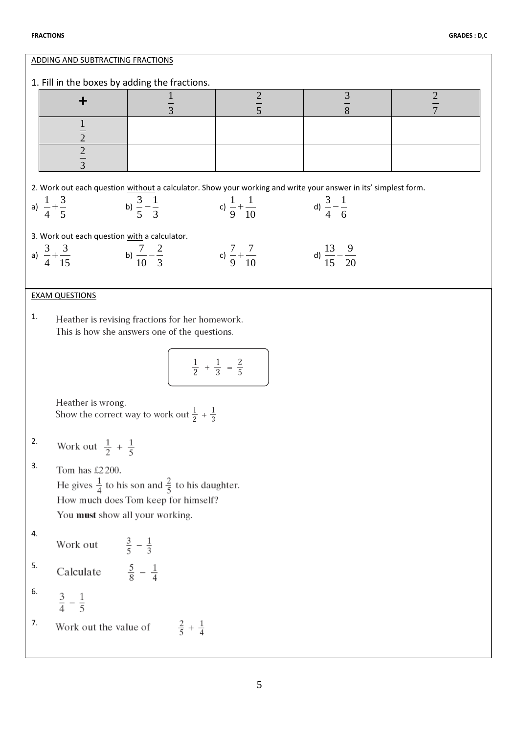## ADDING AND SUBTRACTING FRACTIONS

1. Fill in the boxes by adding the fractions.

| + | $\frac{1}{3}$ | $\frac{2}{5}$ | $\frac{3}{8}$ | $\frac{2}{7}$ |
|---|---|---|---|---|
| $\frac{1}{2}$ | | | | |
| $\frac{2}{3}$ | | | | |

2. Work out each question without a calculator. Show your working and write your answer in its' simplest form.

a) $\frac{1}{4}+\frac{3}{5}$ b) $\frac{3}{5}-\frac{1}{3}$ c) $\frac{1}{9}+\frac{1}{10}$ d) $\frac{3}{4}-\frac{1}{6}$

3. Work out each question with a calculator.

a) $\frac{3}{4}+\frac{3}{15}$ b) $\frac{7}{10}-\frac{2}{3}$ c) $\frac{7}{9}+\frac{7}{10}$ d) $\frac{13}{15}-\frac{9}{20}$

## EXAM QUESTIONS

1. Heather is revising fractions for her homework.
This is how she answers one of the questions.

$$\frac{1}{2} + \frac{1}{3} = \frac{2}{5}$$

Heather is wrong.
Show the correct way to work out $\frac{1}{2} + \frac{1}{3}$

2. Work out $\frac{1}{2} + \frac{1}{5}$

3. Tom has £2200.
He gives $\frac{1}{4}$ to his son and $\frac{2}{5}$ to his daughter.
How much does Tom keep for himself?
You **must** show all your working.

4. Work out $\frac{3}{5} - \frac{1}{3}$

5. Calculate $\frac{5}{8} - \frac{1}{4}$

6. $\frac{3}{4} - \frac{1}{5}$

7. Work out the value of $\frac{2}{5} + \frac{1}{4}$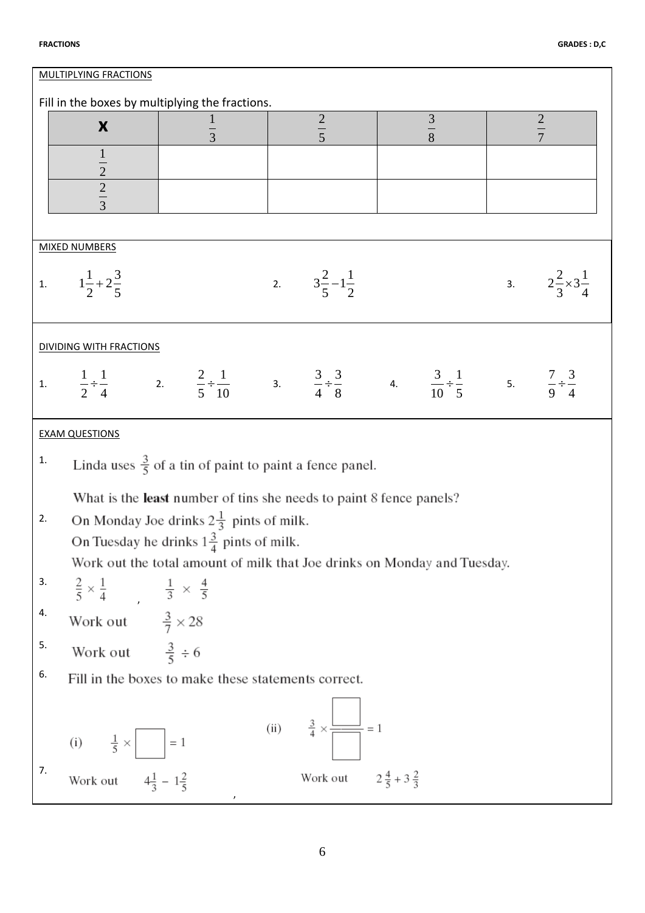FRACTIONS GRADES : D,C

MULTIPLYING FRACTIONS

Fill in the boxes by multiplying the fractions.

| **x** | $\frac{1}{3}$ | $\frac{2}{5}$ | $\frac{3}{8}$ | $\frac{2}{7}$ |
|---|---|---|---|---|
| $\frac{1}{2}$ | | | | |
| $\frac{2}{3}$ | | | | |

MIXED NUMBERS

1. $1\frac{1}{2}+2\frac{3}{5}$

2. $3\frac{2}{5}-1\frac{1}{2}$

3. $2\frac{2}{3}\times 3\frac{1}{4}$

DIVIDING WITH FRACTIONS

1. $\frac{1}{2}\div\frac{1}{4}$

2. $\frac{2}{5}\div\frac{1}{10}$

3. $\frac{3}{4}\div\frac{3}{8}$

4. $\frac{3}{10}\div\frac{1}{5}$

5. $\frac{7}{9}\div\frac{3}{4}$

EXAM QUESTIONS

1. Linda uses $\frac{3}{5}$ of a tin of paint to paint a fence panel.

   What is the **least** number of tins she needs to paint 8 fence panels?

2. On Monday Joe drinks $2\frac{1}{3}$ pints of milk.
   On Tuesday he drinks $1\frac{3}{4}$ pints of milk.
   Work out the total amount of milk that Joe drinks on Monday and Tuesday.

3. $\frac{2}{5}\times\frac{1}{4}$ , $\frac{1}{3}\times\frac{4}{5}$

4. Work out $\frac{3}{7}\times 28$

5. Work out $\frac{3}{5}\div 6$

6. Fill in the boxes to make these statements correct.

   (i) $\frac{1}{5}\times\square = 1$

   (ii) $\frac{3}{4}\times\frac{\square}{\square} = 1$

7. Work out $4\frac{1}{3}-1\frac{2}{5}$ , Work out $2\frac{4}{5}+3\frac{2}{3}$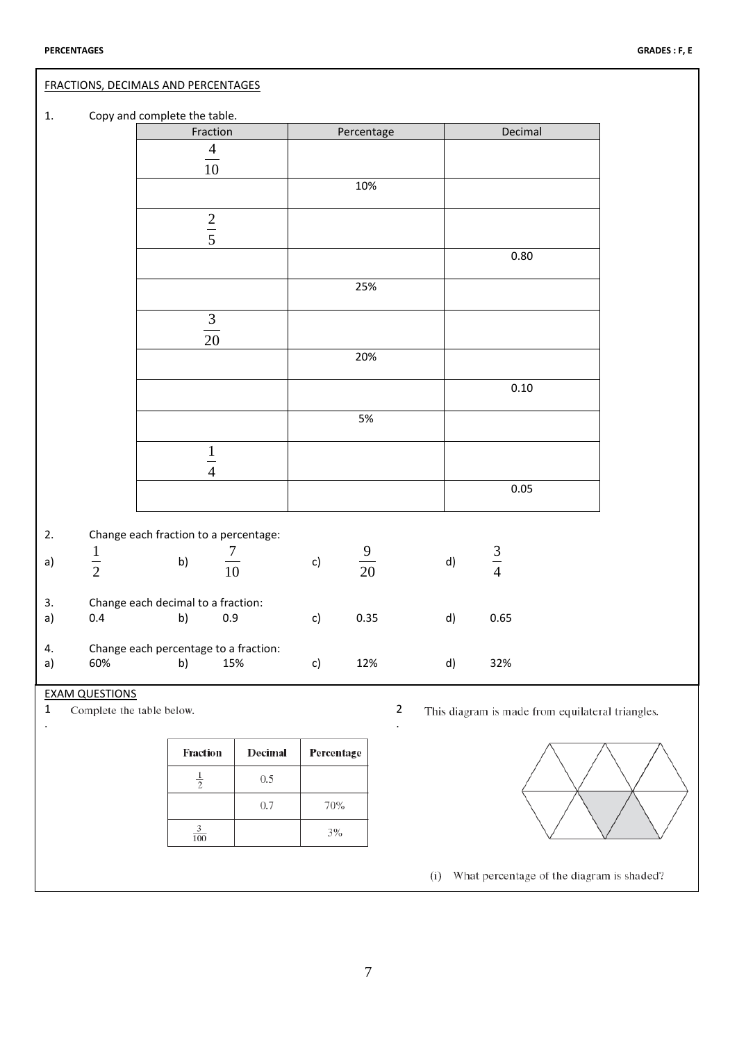## FRACTIONS, DECIMALS AND PERCENTAGES

1. Copy and complete the table.

| Fraction | Percentage | Decimal |
|---|---|---|
| $\frac{4}{10}$ | | |
| | 10% | |
| $\frac{2}{5}$ | | |
| | | 0.80 |
| | 25% | |
| $\frac{3}{20}$ | | |
| | 20% | |
| | | 0.10 |
| | 5% | |
| $\frac{1}{4}$ | | |
| | | 0.05 |

2. Change each fraction to a percentage:

a) $\frac{1}{2}$ b) $\frac{7}{10}$ c) $\frac{9}{20}$ d) $\frac{3}{4}$

3. Change each decimal to a fraction:

a) 0.4 b) 0.9 c) 0.35 d) 0.65

4. Change each percentage to a fraction:

a) 60% b) 15% c) 12% d) 32%

## EXAM QUESTIONS

1. Complete the table below.

| Fraction | Decimal | Percentage |
|---|---|---|
| $\frac{1}{2}$ | 0.5 | |
| | 0.7 | 70% |
| $\frac{3}{100}$ | | 3% |

2. This diagram is made from equilateral triangles.

(i) What percentage of the diagram is shaded?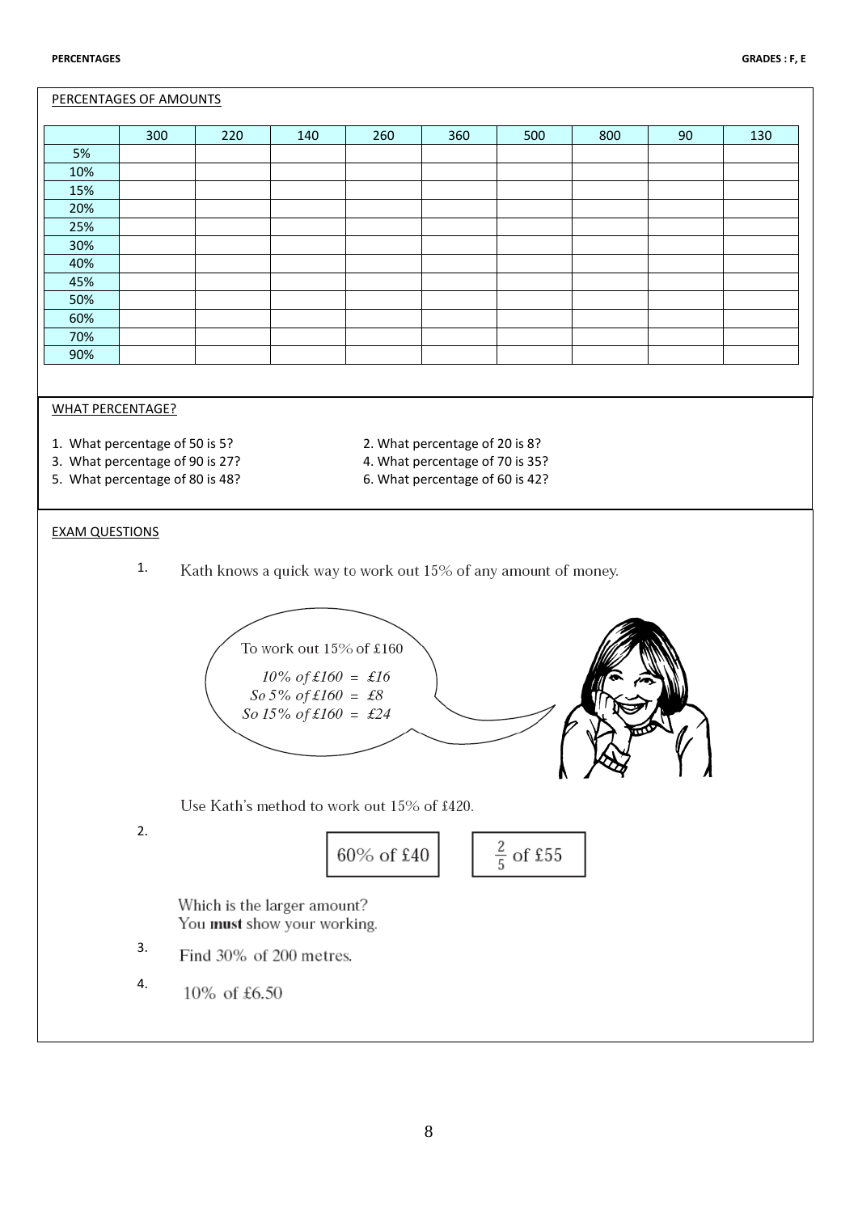PERCENTAGES OF AMOUNTS

| | 300 | 220 | 140 | 260 | 360 | 500 | 800 | 90 | 130 |
|---|---|---|---|---|---|---|---|---|---|
| 5% | | | | | | | | | |
| 10% | | | | | | | | | |
| 15% | | | | | | | | | |
| 20% | | | | | | | | | |
| 25% | | | | | | | | | |
| 30% | | | | | | | | | |
| 40% | | | | | | | | | |
| 45% | | | | | | | | | |
| 50% | | | | | | | | | |
| 60% | | | | | | | | | |
| 70% | | | | | | | | | |
| 90% | | | | | | | | | |

WHAT PERCENTAGE?

1. What percentage of 50 is 5?
2. What percentage of 20 is 8?
3. What percentage of 90 is 27?
4. What percentage of 70 is 35?
5. What percentage of 80 is 48?
6. What percentage of 60 is 42?

EXAM QUESTIONS

1. Kath knows a quick way to work out 15% of any amount of money.

   To work out 15% of £160

   *10% of £160 = £16*
   *So 5% of £160 = £8*
   *So 15% of £160 = £24*

   Use Kath's method to work out 15% of £420.

2. 60% of £40 $\quad$ $\frac{2}{5}$ of £55

   Which is the larger amount?
   You **must** show your working.

3. Find 30% of 200 metres.

4. 10% of £6.50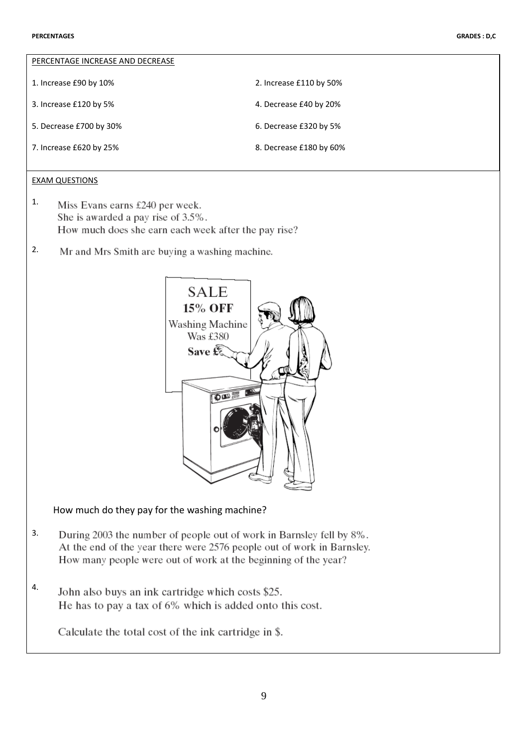## PERCENTAGE INCREASE AND DECREASE

1. Increase £90 by 10%
2. Increase £110 by 50%
3. Increase £120 by 5%
4. Decrease £40 by 20%
5. Decrease £700 by 30%
6. Decrease £320 by 5%
7. Increase £620 by 25%
8. Decrease £180 by 60%

## EXAM QUESTIONS

1. Miss Evans earns £240 per week.
   She is awarded a pay rise of 3.5%.
   How much does she earn each week after the pay rise?

2. Mr and Mrs Smith are buying a washing machine.

   SALE
   **15% OFF**
   Washing Machine
   Was £380
   **Save £**

   How much do they pay for the washing machine?

3. During 2003 the number of people out of work in Barnsley fell by 8%.
   At the end of the year there were 2576 people out of work in Barnsley.
   How many people were out of work at the beginning of the year?

4. John also buys an ink cartridge which costs $25.
   He has to pay a tax of 6% which is added onto this cost.

   Calculate the total cost of the ink cartridge in $.